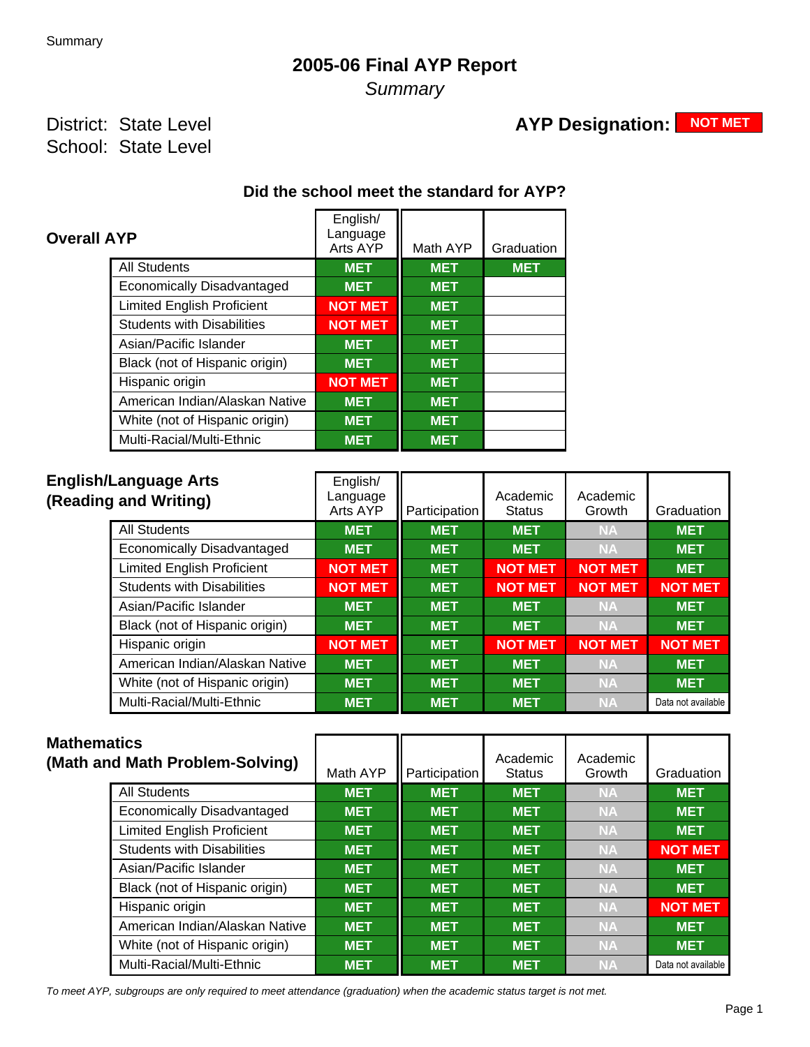# 2005-06 Final AYP Report

*Summary*

District: State Level

School: State Level

**AYP Designation:** NOT MET

### Did the school meet the standard for AYP?

**Overall AYP**

| | English/ Language Arts AYP | Math AYP | Graduation |
|---|---|---|---|
| All Students | MET | MET | MET |
| Economically Disadvantaged | MET | MET | |
| Limited English Proficient | NOT MET | MET | |
| Students with Disabilities | NOT MET | MET | |
| Asian/Pacific Islander | MET | MET | |
| Black (not of Hispanic origin) | MET | MET | |
| Hispanic origin | NOT MET | MET | |
| American Indian/Alaskan Native | MET | MET | |
| White (not of Hispanic origin) | MET | MET | |
| Multi-Racial/Multi-Ethnic | MET | MET | |

**English/Language Arts (Reading and Writing)**

| | English/ Language Arts AYP | Participation | Academic Status | Academic Growth | Graduation |
|---|---|---|---|---|---|
| All Students | MET | MET | MET | NA | MET |
| Economically Disadvantaged | MET | MET | MET | NA | MET |
| Limited English Proficient | NOT MET | MET | NOT MET | NOT MET | MET |
| Students with Disabilities | NOT MET | MET | NOT MET | NOT MET | NOT MET |
| Asian/Pacific Islander | MET | MET | MET | NA | MET |
| Black (not of Hispanic origin) | MET | MET | MET | NA | MET |
| Hispanic origin | NOT MET | MET | NOT MET | NOT MET | NOT MET |
| American Indian/Alaskan Native | MET | MET | MET | NA | MET |
| White (not of Hispanic origin) | MET | MET | MET | NA | MET |
| Multi-Racial/Multi-Ethnic | MET | MET | MET | NA | Data not available |

**Mathematics (Math and Math Problem-Solving)**

| | Math AYP | Participation | Academic Status | Academic Growth | Graduation |
|---|---|---|---|---|---|
| All Students | MET | MET | MET | NA | MET |
| Economically Disadvantaged | MET | MET | MET | NA | MET |
| Limited English Proficient | MET | MET | MET | NA | MET |
| Students with Disabilities | MET | MET | MET | NA | NOT MET |
| Asian/Pacific Islander | MET | MET | MET | NA | MET |
| Black (not of Hispanic origin) | MET | MET | MET | NA | MET |
| Hispanic origin | MET | MET | MET | NA | NOT MET |
| American Indian/Alaskan Native | MET | MET | MET | NA | MET |
| White (not of Hispanic origin) | MET | MET | MET | NA | MET |
| Multi-Racial/Multi-Ethnic | MET | MET | MET | NA | Data not available |

*To meet AYP, subgroups are only required to meet attendance (graduation) when the academic status target is not met.*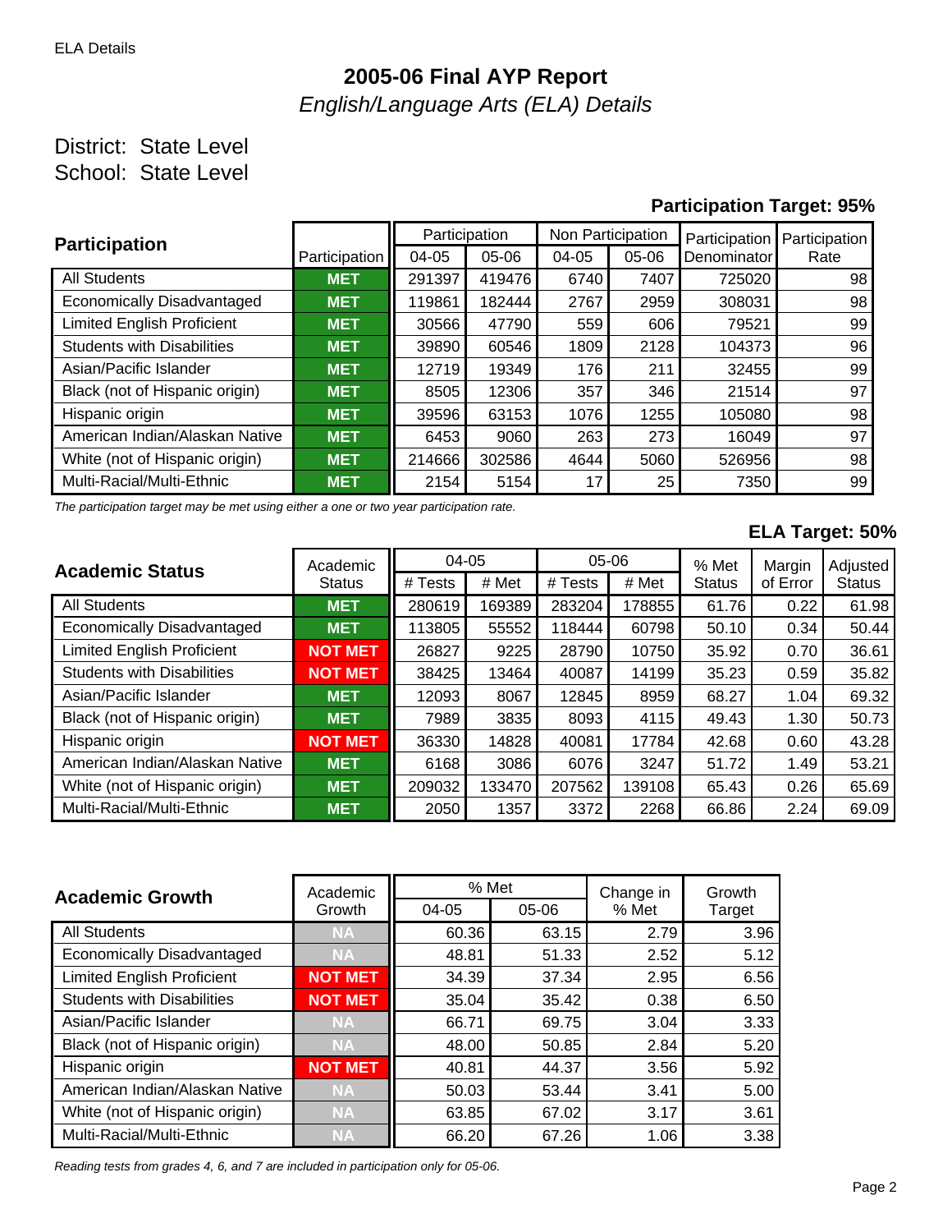ELA Details

# 2005-06 Final AYP Report

*English/Language Arts (ELA) Details*

District: State Level

School: State Level

**Participation Target: 95%**

| Participation | Participation | Participation 04-05 | Participation 05-06 | Non Participation 04-05 | Non Participation 05-06 | Participation Denominator | Participation Rate |
|---|---|---|---|---|---|---|---|
| All Students | MET | 291397 | 419476 | 6740 | 7407 | 725020 | 98 |
| Economically Disadvantaged | MET | 119861 | 182444 | 2767 | 2959 | 308031 | 98 |
| Limited English Proficient | MET | 30566 | 47790 | 559 | 606 | 79521 | 99 |
| Students with Disabilities | MET | 39890 | 60546 | 1809 | 2128 | 104373 | 96 |
| Asian/Pacific Islander | MET | 12719 | 19349 | 176 | 211 | 32455 | 99 |
| Black (not of Hispanic origin) | MET | 8505 | 12306 | 357 | 346 | 21514 | 97 |
| Hispanic origin | MET | 39596 | 63153 | 1076 | 1255 | 105080 | 98 |
| American Indian/Alaskan Native | MET | 6453 | 9060 | 263 | 273 | 16049 | 97 |
| White (not of Hispanic origin) | MET | 214666 | 302586 | 4644 | 5060 | 526956 | 98 |
| Multi-Racial/Multi-Ethnic | MET | 2154 | 5154 | 17 | 25 | 7350 | 99 |

*The participation target may be met using either a one or two year participation rate.*

**ELA Target: 50%**

| Academic Status | Academic Status | 04-05 # Tests | 04-05 # Met | 05-06 # Tests | 05-06 # Met | % Met Status | Margin of Error | Adjusted Status |
|---|---|---|---|---|---|---|---|---|
| All Students | MET | 280619 | 169389 | 283204 | 178855 | 61.76 | 0.22 | 61.98 |
| Economically Disadvantaged | MET | 113805 | 55552 | 118444 | 60798 | 50.10 | 0.34 | 50.44 |
| Limited English Proficient | NOT MET | 26827 | 9225 | 28790 | 10750 | 35.92 | 0.70 | 36.61 |
| Students with Disabilities | NOT MET | 38425 | 13464 | 40087 | 14199 | 35.23 | 0.59 | 35.82 |
| Asian/Pacific Islander | MET | 12093 | 8067 | 12845 | 8959 | 68.27 | 1.04 | 69.32 |
| Black (not of Hispanic origin) | MET | 7989 | 3835 | 8093 | 4115 | 49.43 | 1.30 | 50.73 |
| Hispanic origin | NOT MET | 36330 | 14828 | 40081 | 17784 | 42.68 | 0.60 | 43.28 |
| American Indian/Alaskan Native | MET | 6168 | 3086 | 6076 | 3247 | 51.72 | 1.49 | 53.21 |
| White (not of Hispanic origin) | MET | 209032 | 133470 | 207562 | 139108 | 65.43 | 0.26 | 65.69 |
| Multi-Racial/Multi-Ethnic | MET | 2050 | 1357 | 3372 | 2268 | 66.86 | 2.24 | 69.09 |

| Academic Growth | Academic Growth | % Met 04-05 | % Met 05-06 | Change in % Met | Growth Target |
|---|---|---|---|---|---|
| All Students | NA | 60.36 | 63.15 | 2.79 | 3.96 |
| Economically Disadvantaged | NA | 48.81 | 51.33 | 2.52 | 5.12 |
| Limited English Proficient | NOT MET | 34.39 | 37.34 | 2.95 | 6.56 |
| Students with Disabilities | NOT MET | 35.04 | 35.42 | 0.38 | 6.50 |
| Asian/Pacific Islander | NA | 66.71 | 69.75 | 3.04 | 3.33 |
| Black (not of Hispanic origin) | NA | 48.00 | 50.85 | 2.84 | 5.20 |
| Hispanic origin | NOT MET | 40.81 | 44.37 | 3.56 | 5.92 |
| American Indian/Alaskan Native | NA | 50.03 | 53.44 | 3.41 | 5.00 |
| White (not of Hispanic origin) | NA | 63.85 | 67.02 | 3.17 | 3.61 |
| Multi-Racial/Multi-Ethnic | NA | 66.20 | 67.26 | 1.06 | 3.38 |

*Reading tests from grades 4, 6, and 7 are included in participation only for 05-06.*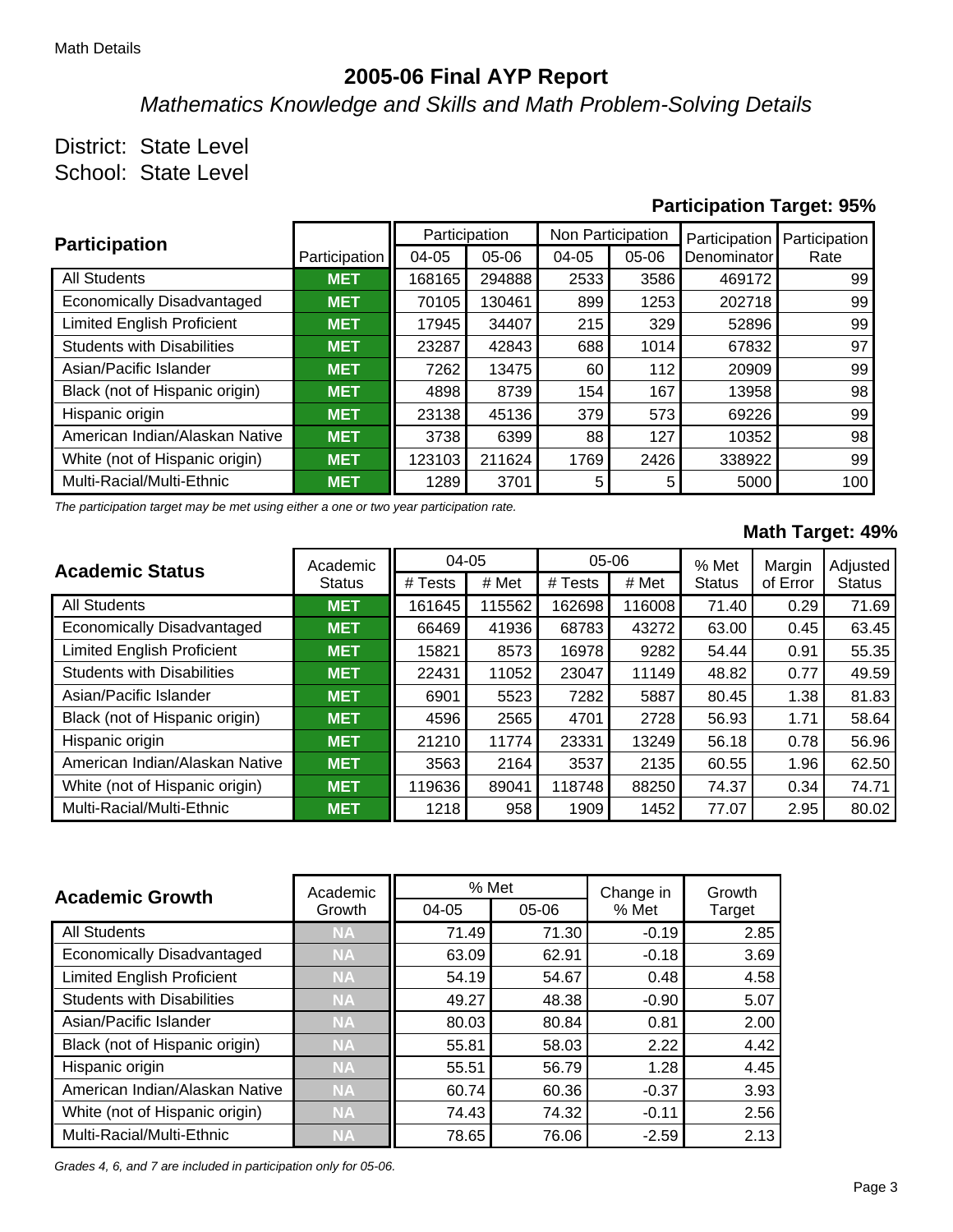Math Details

# 2005-06 Final AYP Report

## *Mathematics Knowledge and Skills and Math Problem-Solving Details*

District: State Level
School: State Level

### Participation Target: 95%

| Participation | Participation | Participation | | Non Participation | | Participation | Participation |
|---|---|---|---|---|---|---|---|
| | | 04-05 | 05-06 | 04-05 | 05-06 | Denominator | Rate |
| All Students | MET | 168165 | 294888 | 2533 | 3586 | 469172 | 99 |
| Economically Disadvantaged | MET | 70105 | 130461 | 899 | 1253 | 202718 | 99 |
| Limited English Proficient | MET | 17945 | 34407 | 215 | 329 | 52896 | 99 |
| Students with Disabilities | MET | 23287 | 42843 | 688 | 1014 | 67832 | 97 |
| Asian/Pacific Islander | MET | 7262 | 13475 | 60 | 112 | 20909 | 99 |
| Black (not of Hispanic origin) | MET | 4898 | 8739 | 154 | 167 | 13958 | 98 |
| Hispanic origin | MET | 23138 | 45136 | 379 | 573 | 69226 | 99 |
| American Indian/Alaskan Native | MET | 3738 | 6399 | 88 | 127 | 10352 | 98 |
| White (not of Hispanic origin) | MET | 123103 | 211624 | 1769 | 2426 | 338922 | 99 |
| Multi-Racial/Multi-Ethnic | MET | 1289 | 3701 | 5 | 5 | 5000 | 100 |

*The participation target may be met using either a one or two year participation rate.*

### Math Target: 49%

| Academic Status | Academic Status | 04-05 | | 05-06 | | % Met | Margin | Adjusted |
|---|---|---|---|---|---|---|---|---|
| | | # Tests | # Met | # Tests | # Met | Status | of Error | Status |
| All Students | MET | 161645 | 115562 | 162698 | 116008 | 71.40 | 0.29 | 71.69 |
| Economically Disadvantaged | MET | 66469 | 41936 | 68783 | 43272 | 63.00 | 0.45 | 63.45 |
| Limited English Proficient | MET | 15821 | 8573 | 16978 | 9282 | 54.44 | 0.91 | 55.35 |
| Students with Disabilities | MET | 22431 | 11052 | 23047 | 11149 | 48.82 | 0.77 | 49.59 |
| Asian/Pacific Islander | MET | 6901 | 5523 | 7282 | 5887 | 80.45 | 1.38 | 81.83 |
| Black (not of Hispanic origin) | MET | 4596 | 2565 | 4701 | 2728 | 56.93 | 1.71 | 58.64 |
| Hispanic origin | MET | 21210 | 11774 | 23331 | 13249 | 56.18 | 0.78 | 56.96 |
| American Indian/Alaskan Native | MET | 3563 | 2164 | 3537 | 2135 | 60.55 | 1.96 | 62.50 |
| White (not of Hispanic origin) | MET | 119636 | 89041 | 118748 | 88250 | 74.37 | 0.34 | 74.71 |
| Multi-Racial/Multi-Ethnic | MET | 1218 | 958 | 1909 | 1452 | 77.07 | 2.95 | 80.02 |

| Academic Growth | Academic Growth | % Met | | Change in | Growth |
|---|---|---|---|---|---|
| | | 04-05 | 05-06 | % Met | Target |
| All Students | NA | 71.49 | 71.30 | -0.19 | 2.85 |
| Economically Disadvantaged | NA | 63.09 | 62.91 | -0.18 | 3.69 |
| Limited English Proficient | NA | 54.19 | 54.67 | 0.48 | 4.58 |
| Students with Disabilities | NA | 49.27 | 48.38 | -0.90 | 5.07 |
| Asian/Pacific Islander | NA | 80.03 | 80.84 | 0.81 | 2.00 |
| Black (not of Hispanic origin) | NA | 55.81 | 58.03 | 2.22 | 4.42 |
| Hispanic origin | NA | 55.51 | 56.79 | 1.28 | 4.45 |
| American Indian/Alaskan Native | NA | 60.74 | 60.36 | -0.37 | 3.93 |
| White (not of Hispanic origin) | NA | 74.43 | 74.32 | -0.11 | 2.56 |
| Multi-Racial/Multi-Ethnic | NA | 78.65 | 76.06 | -2.59 | 2.13 |

*Grades 4, 6, and 7 are included in participation only for 05-06.*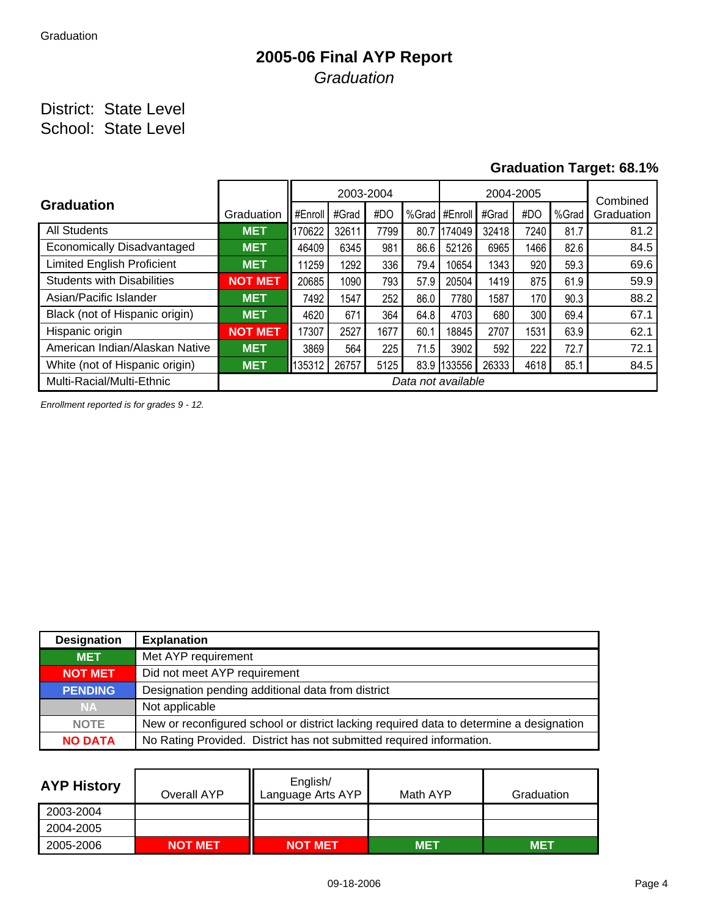# 2005-06 Final AYP Report

*Graduation*

District: State Level

School: State Level

**Graduation Target: 68.1%**

| Graduation | Graduation | 2003-2004 | | | | 2004-2005 | | | | Combined Graduation |
|---|---|---|---|---|---|---|---|---|---|---|
| | | #Enroll | #Grad | #DO | %Grad | #Enroll | #Grad | #DO | %Grad | |
| All Students | MET | 170622 | 32611 | 7799 | 80.7 | 174049 | 32418 | 7240 | 81.7 | 81.2 |
| Economically Disadvantaged | MET | 46409 | 6345 | 981 | 86.6 | 52126 | 6965 | 1466 | 82.6 | 84.5 |
| Limited English Proficient | MET | 11259 | 1292 | 336 | 79.4 | 10654 | 1343 | 920 | 59.3 | 69.6 |
| Students with Disabilities | NOT MET | 20685 | 1090 | 793 | 57.9 | 20504 | 1419 | 875 | 61.9 | 59.9 |
| Asian/Pacific Islander | MET | 7492 | 1547 | 252 | 86.0 | 7780 | 1587 | 170 | 90.3 | 88.2 |
| Black (not of Hispanic origin) | MET | 4620 | 671 | 364 | 64.8 | 4703 | 680 | 300 | 69.4 | 67.1 |
| Hispanic origin | NOT MET | 17307 | 2527 | 1677 | 60.1 | 18845 | 2707 | 1531 | 63.9 | 62.1 |
| American Indian/Alaskan Native | MET | 3869 | 564 | 225 | 71.5 | 3902 | 592 | 222 | 72.7 | 72.1 |
| White (not of Hispanic origin) | MET | 135312 | 26757 | 5125 | 83.9 | 133556 | 26333 | 4618 | 85.1 | 84.5 |
| Multi-Racial/Multi-Ethnic | *Data not available* | | | | | | | | | |

*Enrollment reported is for grades 9 - 12.*

| Designation | Explanation |
|---|---|
| MET | Met AYP requirement |
| NOT MET | Did not meet AYP requirement |
| PENDING | Designation pending additional data from district |
| NA | Not applicable |
| NOTE | New or reconfigured school or district lacking required data to determine a designation |
| NO DATA | No Rating Provided. District has not submitted required information. |

| AYP History | Overall AYP | English/ Language Arts AYP | Math AYP | Graduation |
|---|---|---|---|---|
| 2003-2004 | | | | |
| 2004-2005 | | | | |
| 2005-2006 | NOT MET | NOT MET | MET | MET |

09-18-2006